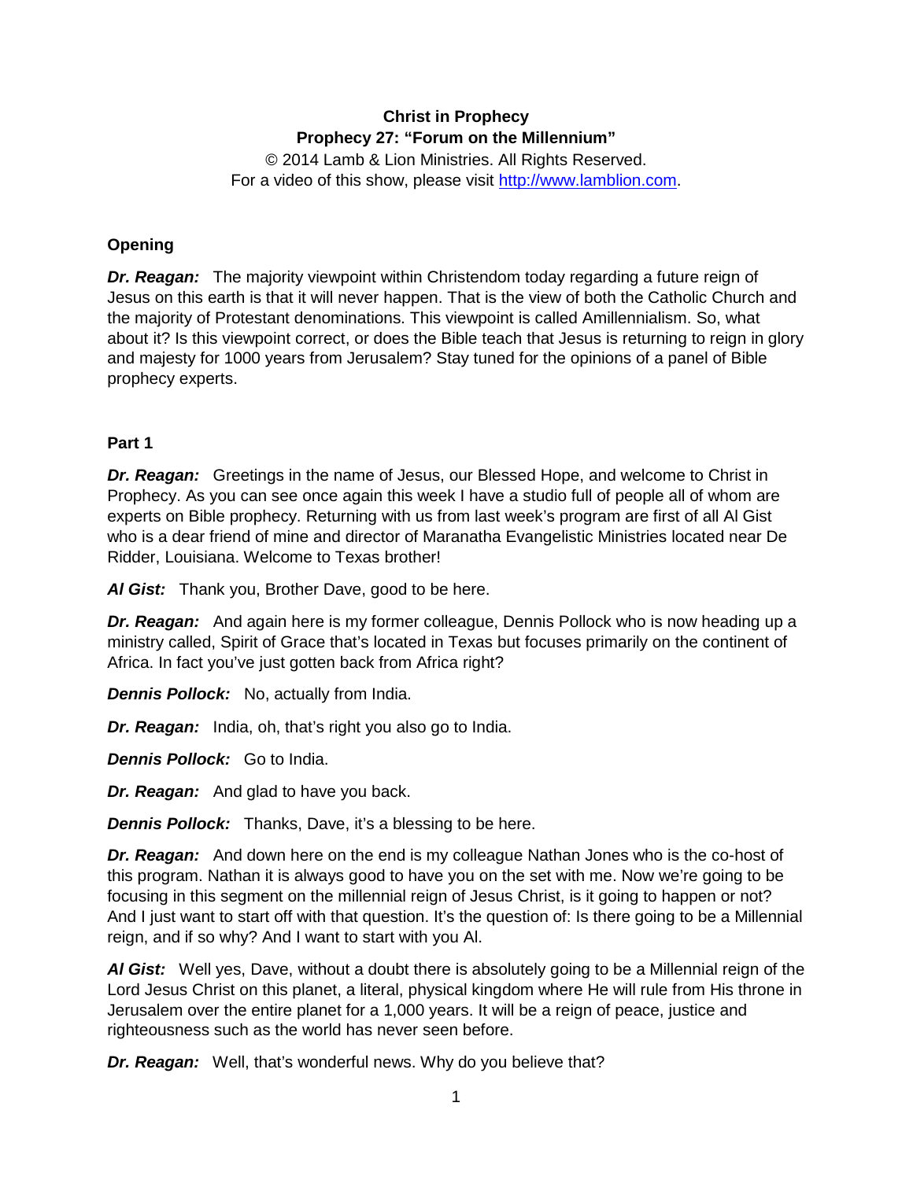**Christ in Prophecy**
**Prophecy 27: "Forum on the Millennium"**
© 2014 Lamb & Lion Ministries. All Rights Reserved.
For a video of this show, please visit http://www.lamblion.com.

## Opening

***Dr. Reagan:*** The majority viewpoint within Christendom today regarding a future reign of Jesus on this earth is that it will never happen. That is the view of both the Catholic Church and the majority of Protestant denominations. This viewpoint is called Amillennialism. So, what about it? Is this viewpoint correct, or does the Bible teach that Jesus is returning to reign in glory and majesty for 1000 years from Jerusalem? Stay tuned for the opinions of a panel of Bible prophecy experts.

## Part 1

***Dr. Reagan:*** Greetings in the name of Jesus, our Blessed Hope, and welcome to Christ in Prophecy. As you can see once again this week I have a studio full of people all of whom are experts on Bible prophecy. Returning with us from last week's program are first of all Al Gist who is a dear friend of mine and director of Maranatha Evangelistic Ministries located near De Ridder, Louisiana. Welcome to Texas brother!

***Al Gist:*** Thank you, Brother Dave, good to be here.

***Dr. Reagan:*** And again here is my former colleague, Dennis Pollock who is now heading up a ministry called, Spirit of Grace that's located in Texas but focuses primarily on the continent of Africa. In fact you've just gotten back from Africa right?

***Dennis Pollock:*** No, actually from India.

***Dr. Reagan:*** India, oh, that's right you also go to India.

***Dennis Pollock:*** Go to India.

***Dr. Reagan:*** And glad to have you back.

***Dennis Pollock:*** Thanks, Dave, it's a blessing to be here.

***Dr. Reagan:*** And down here on the end is my colleague Nathan Jones who is the co-host of this program. Nathan it is always good to have you on the set with me. Now we're going to be focusing in this segment on the millennial reign of Jesus Christ, is it going to happen or not? And I just want to start off with that question. It's the question of: Is there going to be a Millennial reign, and if so why? And I want to start with you Al.

***Al Gist:*** Well yes, Dave, without a doubt there is absolutely going to be a Millennial reign of the Lord Jesus Christ on this planet, a literal, physical kingdom where He will rule from His throne in Jerusalem over the entire planet for a 1,000 years. It will be a reign of peace, justice and righteousness such as the world has never seen before.

***Dr. Reagan:*** Well, that's wonderful news. Why do you believe that?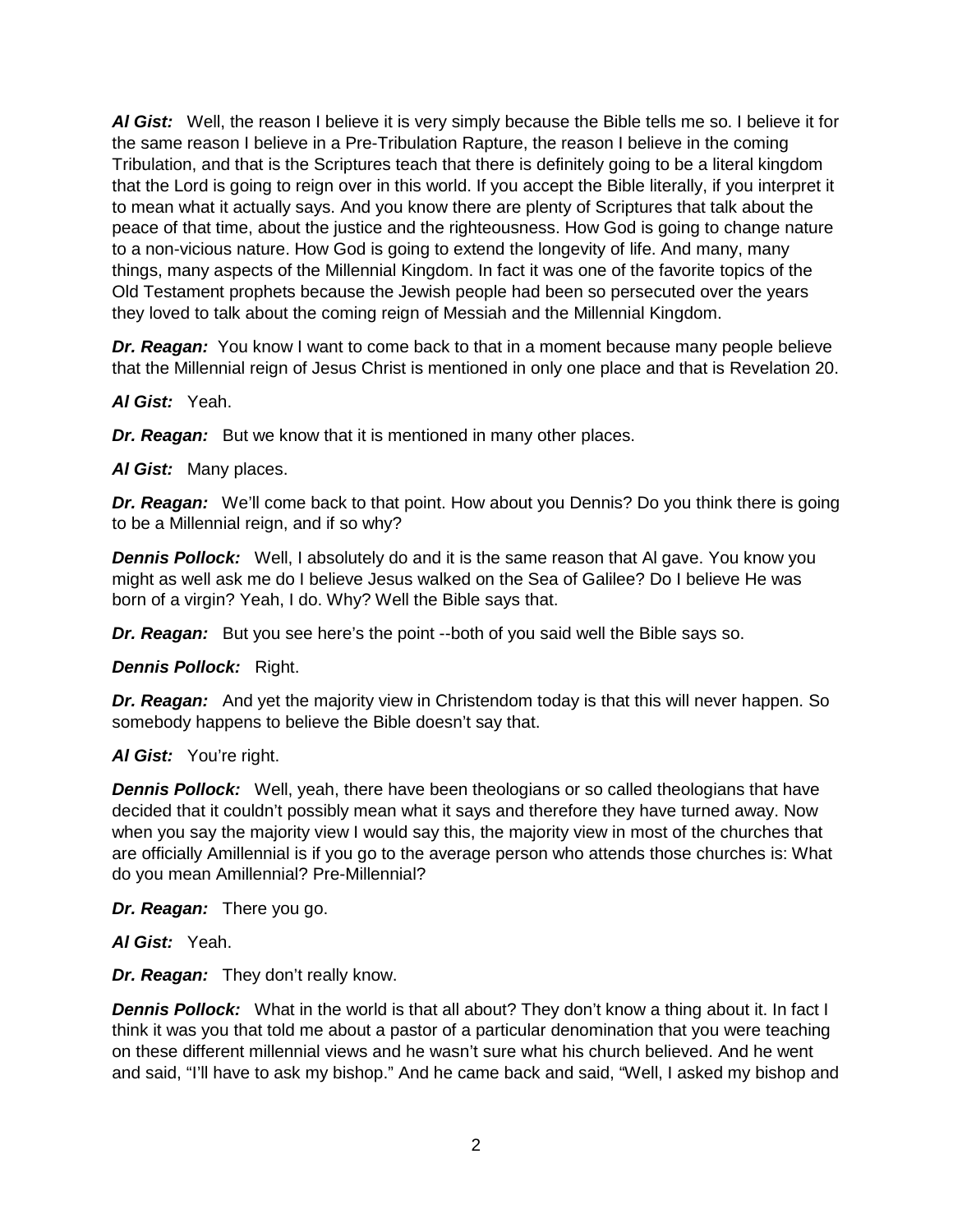***Al Gist:*** Well, the reason I believe it is very simply because the Bible tells me so. I believe it for the same reason I believe in a Pre-Tribulation Rapture, the reason I believe in the coming Tribulation, and that is the Scriptures teach that there is definitely going to be a literal kingdom that the Lord is going to reign over in this world. If you accept the Bible literally, if you interpret it to mean what it actually says. And you know there are plenty of Scriptures that talk about the peace of that time, about the justice and the righteousness. How God is going to change nature to a non-vicious nature. How God is going to extend the longevity of life. And many, many things, many aspects of the Millennial Kingdom. In fact it was one of the favorite topics of the Old Testament prophets because the Jewish people had been so persecuted over the years they loved to talk about the coming reign of Messiah and the Millennial Kingdom.

***Dr. Reagan:*** You know I want to come back to that in a moment because many people believe that the Millennial reign of Jesus Christ is mentioned in only one place and that is Revelation 20.

***Al Gist:*** Yeah.

***Dr. Reagan:*** But we know that it is mentioned in many other places.

***Al Gist:*** Many places.

***Dr. Reagan:*** We'll come back to that point. How about you Dennis? Do you think there is going to be a Millennial reign, and if so why?

***Dennis Pollock:*** Well, I absolutely do and it is the same reason that Al gave. You know you might as well ask me do I believe Jesus walked on the Sea of Galilee? Do I believe He was born of a virgin? Yeah, I do. Why? Well the Bible says that.

***Dr. Reagan:*** But you see here's the point --both of you said well the Bible says so.

***Dennis Pollock:*** Right.

***Dr. Reagan:*** And yet the majority view in Christendom today is that this will never happen. So somebody happens to believe the Bible doesn't say that.

***Al Gist:*** You're right.

***Dennis Pollock:*** Well, yeah, there have been theologians or so called theologians that have decided that it couldn't possibly mean what it says and therefore they have turned away. Now when you say the majority view I would say this, the majority view in most of the churches that are officially Amillennial is if you go to the average person who attends those churches is: What do you mean Amillennial? Pre-Millennial?

***Dr. Reagan:*** There you go.

***Al Gist:*** Yeah.

***Dr. Reagan:*** They don't really know.

***Dennis Pollock:*** What in the world is that all about? They don't know a thing about it. In fact I think it was you that told me about a pastor of a particular denomination that you were teaching on these different millennial views and he wasn't sure what his church believed. And he went and said, "I'll have to ask my bishop." And he came back and said, "Well, I asked my bishop and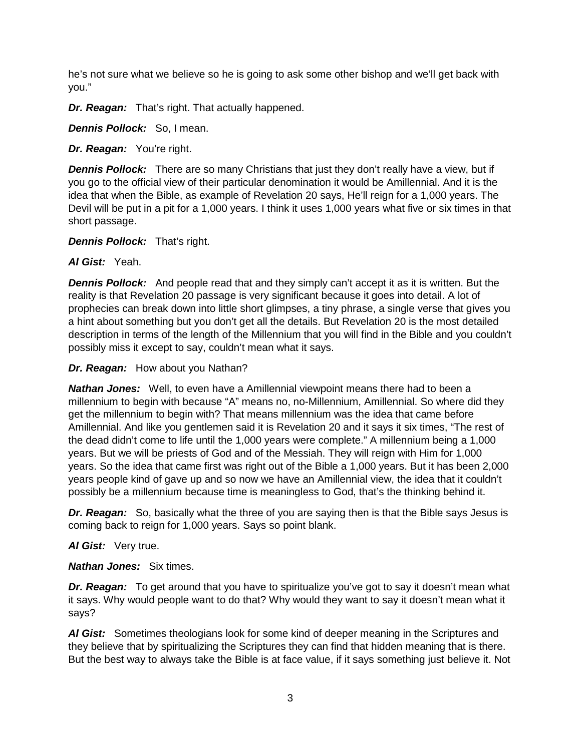he's not sure what we believe so he is going to ask some other bishop and we'll get back with you."

***Dr. Reagan:*** That's right. That actually happened.

***Dennis Pollock:*** So, I mean.

***Dr. Reagan:*** You're right.

***Dennis Pollock:*** There are so many Christians that just they don't really have a view, but if you go to the official view of their particular denomination it would be Amillennial. And it is the idea that when the Bible, as example of Revelation 20 says, He'll reign for a 1,000 years. The Devil will be put in a pit for a 1,000 years. I think it uses 1,000 years what five or six times in that short passage.

***Dennis Pollock:*** That's right.

***Al Gist:*** Yeah.

***Dennis Pollock:*** And people read that and they simply can't accept it as it is written. But the reality is that Revelation 20 passage is very significant because it goes into detail. A lot of prophecies can break down into little short glimpses, a tiny phrase, a single verse that gives you a hint about something but you don't get all the details. But Revelation 20 is the most detailed description in terms of the length of the Millennium that you will find in the Bible and you couldn't possibly miss it except to say, couldn't mean what it says.

***Dr. Reagan:*** How about you Nathan?

***Nathan Jones:*** Well, to even have a Amillennial viewpoint means there had to been a millennium to begin with because "A" means no, no-Millennium, Amillennial. So where did they get the millennium to begin with? That means millennium was the idea that came before Amillennial. And like you gentlemen said it is Revelation 20 and it says it six times, "The rest of the dead didn't come to life until the 1,000 years were complete." A millennium being a 1,000 years. But we will be priests of God and of the Messiah. They will reign with Him for 1,000 years. So the idea that came first was right out of the Bible a 1,000 years. But it has been 2,000 years people kind of gave up and so now we have an Amillennial view, the idea that it couldn't possibly be a millennium because time is meaningless to God, that's the thinking behind it.

***Dr. Reagan:*** So, basically what the three of you are saying then is that the Bible says Jesus is coming back to reign for 1,000 years. Says so point blank.

***Al Gist:*** Very true.

***Nathan Jones:*** Six times.

***Dr. Reagan:*** To get around that you have to spiritualize you've got to say it doesn't mean what it says. Why would people want to do that? Why would they want to say it doesn't mean what it says?

***Al Gist:*** Sometimes theologians look for some kind of deeper meaning in the Scriptures and they believe that by spiritualizing the Scriptures they can find that hidden meaning that is there. But the best way to always take the Bible is at face value, if it says something just believe it. Not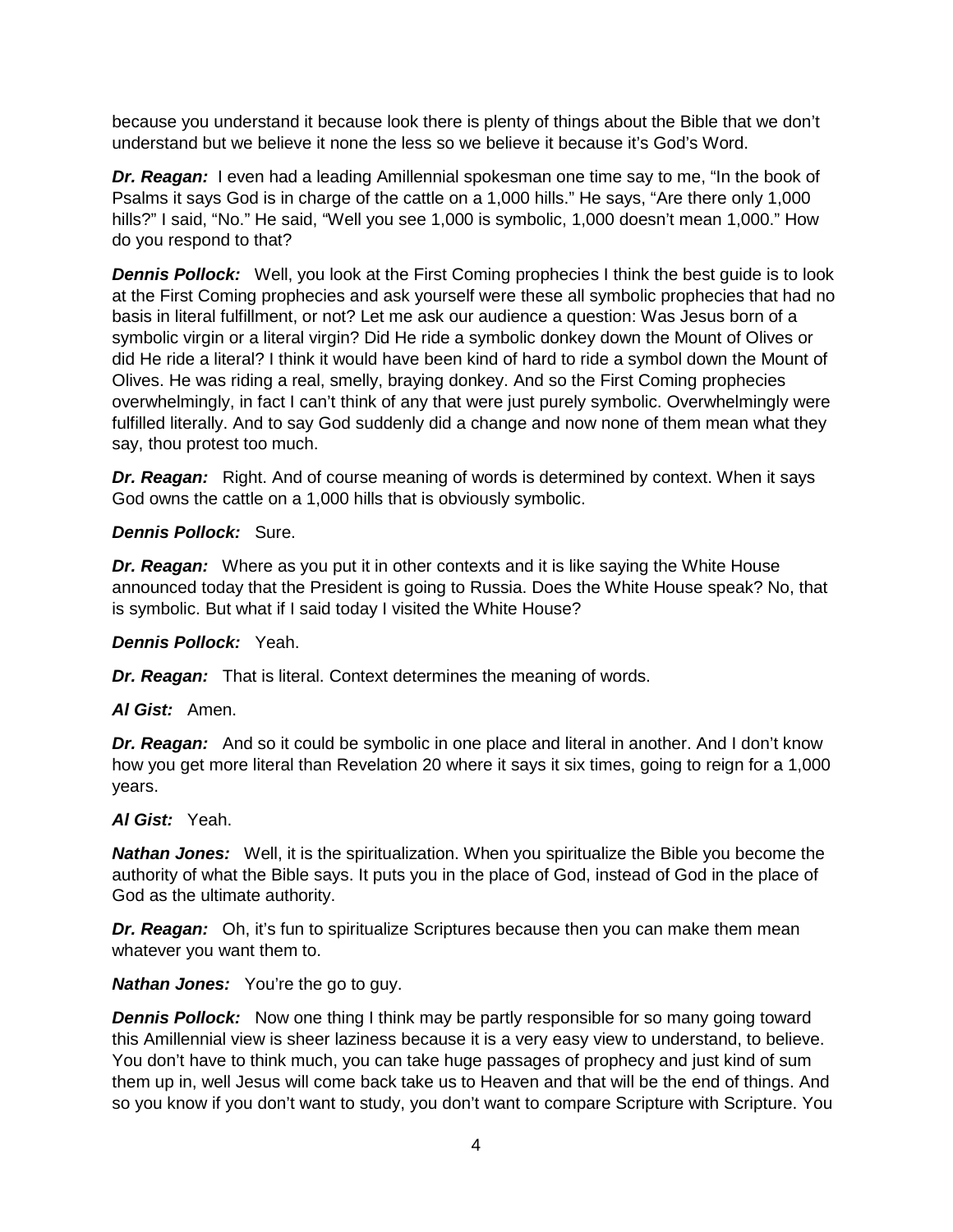because you understand it because look there is plenty of things about the Bible that we don't understand but we believe it none the less so we believe it because it's God's Word.

***Dr. Reagan:*** I even had a leading Amillennial spokesman one time say to me, "In the book of Psalms it says God is in charge of the cattle on a 1,000 hills." He says, "Are there only 1,000 hills?" I said, "No." He said, "Well you see 1,000 is symbolic, 1,000 doesn't mean 1,000." How do you respond to that?

***Dennis Pollock:*** Well, you look at the First Coming prophecies I think the best guide is to look at the First Coming prophecies and ask yourself were these all symbolic prophecies that had no basis in literal fulfillment, or not? Let me ask our audience a question: Was Jesus born of a symbolic virgin or a literal virgin? Did He ride a symbolic donkey down the Mount of Olives or did He ride a literal? I think it would have been kind of hard to ride a symbol down the Mount of Olives. He was riding a real, smelly, braying donkey. And so the First Coming prophecies overwhelmingly, in fact I can't think of any that were just purely symbolic. Overwhelmingly were fulfilled literally. And to say God suddenly did a change and now none of them mean what they say, thou protest too much.

***Dr. Reagan:*** Right. And of course meaning of words is determined by context. When it says God owns the cattle on a 1,000 hills that is obviously symbolic.

***Dennis Pollock:*** Sure.

***Dr. Reagan:*** Where as you put it in other contexts and it is like saying the White House announced today that the President is going to Russia. Does the White House speak? No, that is symbolic. But what if I said today I visited the White House?

***Dennis Pollock:*** Yeah.

***Dr. Reagan:*** That is literal. Context determines the meaning of words.

***Al Gist:*** Amen.

***Dr. Reagan:*** And so it could be symbolic in one place and literal in another. And I don't know how you get more literal than Revelation 20 where it says it six times, going to reign for a 1,000 years.

***Al Gist:*** Yeah.

***Nathan Jones:*** Well, it is the spiritualization. When you spiritualize the Bible you become the authority of what the Bible says. It puts you in the place of God, instead of God in the place of God as the ultimate authority.

***Dr. Reagan:*** Oh, it's fun to spiritualize Scriptures because then you can make them mean whatever you want them to.

***Nathan Jones:*** You're the go to guy.

***Dennis Pollock:*** Now one thing I think may be partly responsible for so many going toward this Amillennial view is sheer laziness because it is a very easy view to understand, to believe. You don't have to think much, you can take huge passages of prophecy and just kind of sum them up in, well Jesus will come back take us to Heaven and that will be the end of things. And so you know if you don't want to study, you don't want to compare Scripture with Scripture. You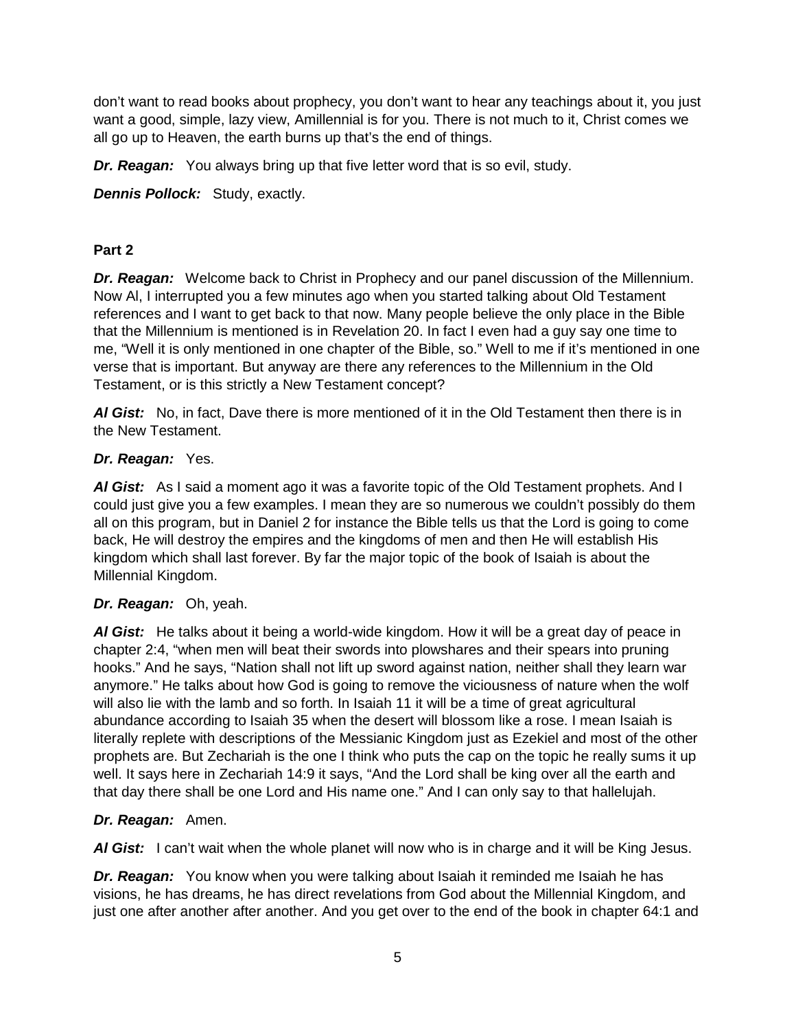don't want to read books about prophecy, you don't want to hear any teachings about it, you just want a good, simple, lazy view, Amillennial is for you. There is not much to it, Christ comes we all go up to Heaven, the earth burns up that's the end of things.

***Dr. Reagan:*** You always bring up that five letter word that is so evil, study.

***Dennis Pollock:*** Study, exactly.

**Part 2**

***Dr. Reagan:*** Welcome back to Christ in Prophecy and our panel discussion of the Millennium. Now Al, I interrupted you a few minutes ago when you started talking about Old Testament references and I want to get back to that now. Many people believe the only place in the Bible that the Millennium is mentioned is in Revelation 20. In fact I even had a guy say one time to me, "Well it is only mentioned in one chapter of the Bible, so." Well to me if it's mentioned in one verse that is important. But anyway are there any references to the Millennium in the Old Testament, or is this strictly a New Testament concept?

***Al Gist:*** No, in fact, Dave there is more mentioned of it in the Old Testament then there is in the New Testament.

***Dr. Reagan:*** Yes.

***Al Gist:*** As I said a moment ago it was a favorite topic of the Old Testament prophets. And I could just give you a few examples. I mean they are so numerous we couldn't possibly do them all on this program, but in Daniel 2 for instance the Bible tells us that the Lord is going to come back, He will destroy the empires and the kingdoms of men and then He will establish His kingdom which shall last forever. By far the major topic of the book of Isaiah is about the Millennial Kingdom.

***Dr. Reagan:*** Oh, yeah.

***Al Gist:*** He talks about it being a world-wide kingdom. How it will be a great day of peace in chapter 2:4, "when men will beat their swords into plowshares and their spears into pruning hooks." And he says, "Nation shall not lift up sword against nation, neither shall they learn war anymore." He talks about how God is going to remove the viciousness of nature when the wolf will also lie with the lamb and so forth. In Isaiah 11 it will be a time of great agricultural abundance according to Isaiah 35 when the desert will blossom like a rose. I mean Isaiah is literally replete with descriptions of the Messianic Kingdom just as Ezekiel and most of the other prophets are. But Zechariah is the one I think who puts the cap on the topic he really sums it up well. It says here in Zechariah 14:9 it says, "And the Lord shall be king over all the earth and that day there shall be one Lord and His name one." And I can only say to that hallelujah.

***Dr. Reagan:*** Amen.

***Al Gist:*** I can't wait when the whole planet will now who is in charge and it will be King Jesus.

***Dr. Reagan:*** You know when you were talking about Isaiah it reminded me Isaiah he has visions, he has dreams, he has direct revelations from God about the Millennial Kingdom, and just one after another after another. And you get over to the end of the book in chapter 64:1 and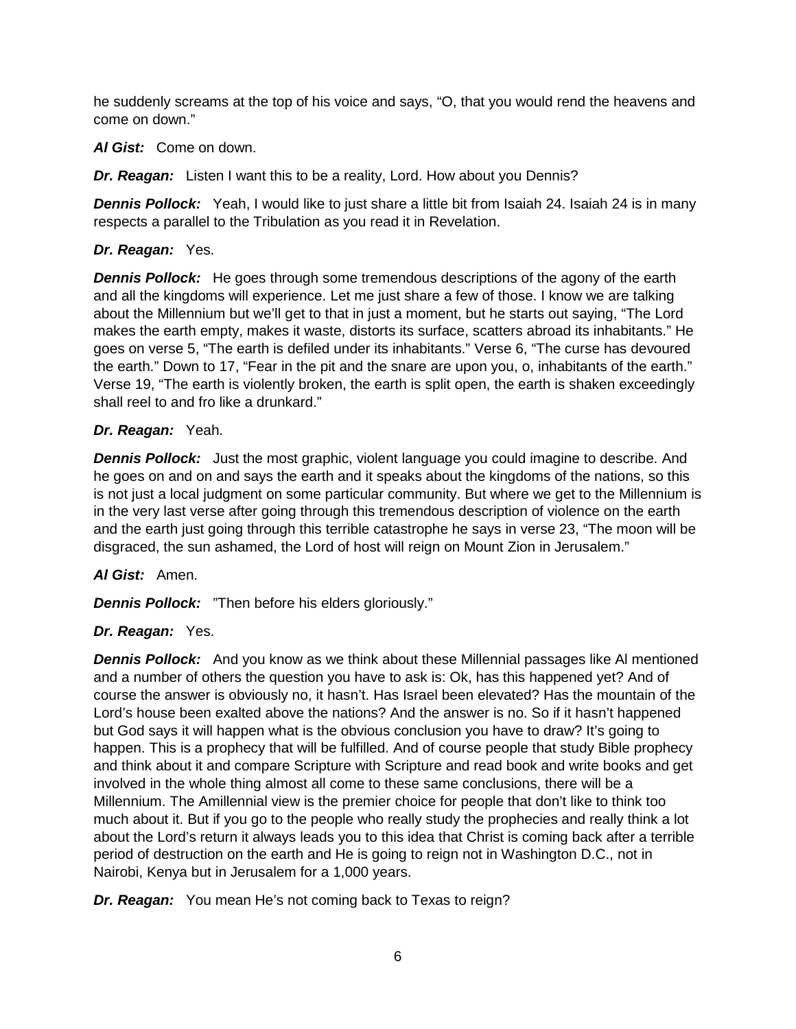he suddenly screams at the top of his voice and says, "O, that you would rend the heavens and come on down."

***Al Gist:*** Come on down.

***Dr. Reagan:*** Listen I want this to be a reality, Lord. How about you Dennis?

***Dennis Pollock:*** Yeah, I would like to just share a little bit from Isaiah 24. Isaiah 24 is in many respects a parallel to the Tribulation as you read it in Revelation.

***Dr. Reagan:*** Yes.

***Dennis Pollock:*** He goes through some tremendous descriptions of the agony of the earth and all the kingdoms will experience. Let me just share a few of those. I know we are talking about the Millennium but we'll get to that in just a moment, but he starts out saying, "The Lord makes the earth empty, makes it waste, distorts its surface, scatters abroad its inhabitants." He goes on verse 5, "The earth is defiled under its inhabitants." Verse 6, "The curse has devoured the earth." Down to 17, "Fear in the pit and the snare are upon you, o, inhabitants of the earth." Verse 19, "The earth is violently broken, the earth is split open, the earth is shaken exceedingly shall reel to and fro like a drunkard."

***Dr. Reagan:*** Yeah.

***Dennis Pollock:*** Just the most graphic, violent language you could imagine to describe. And he goes on and on and says the earth and it speaks about the kingdoms of the nations, so this is not just a local judgment on some particular community. But where we get to the Millennium is in the very last verse after going through this tremendous description of violence on the earth and the earth just going through this terrible catastrophe he says in verse 23, "The moon will be disgraced, the sun ashamed, the Lord of host will reign on Mount Zion in Jerusalem."

***Al Gist:*** Amen.

***Dennis Pollock:*** "Then before his elders gloriously."

***Dr. Reagan:*** Yes.

***Dennis Pollock:*** And you know as we think about these Millennial passages like Al mentioned and a number of others the question you have to ask is: Ok, has this happened yet? And of course the answer is obviously no, it hasn't. Has Israel been elevated? Has the mountain of the Lord's house been exalted above the nations? And the answer is no. So if it hasn't happened but God says it will happen what is the obvious conclusion you have to draw? It's going to happen. This is a prophecy that will be fulfilled. And of course people that study Bible prophecy and think about it and compare Scripture with Scripture and read book and write books and get involved in the whole thing almost all come to these same conclusions, there will be a Millennium. The Amillennial view is the premier choice for people that don't like to think too much about it. But if you go to the people who really study the prophecies and really think a lot about the Lord's return it always leads you to this idea that Christ is coming back after a terrible period of destruction on the earth and He is going to reign not in Washington D.C., not in Nairobi, Kenya but in Jerusalem for a 1,000 years.

***Dr. Reagan:*** You mean He's not coming back to Texas to reign?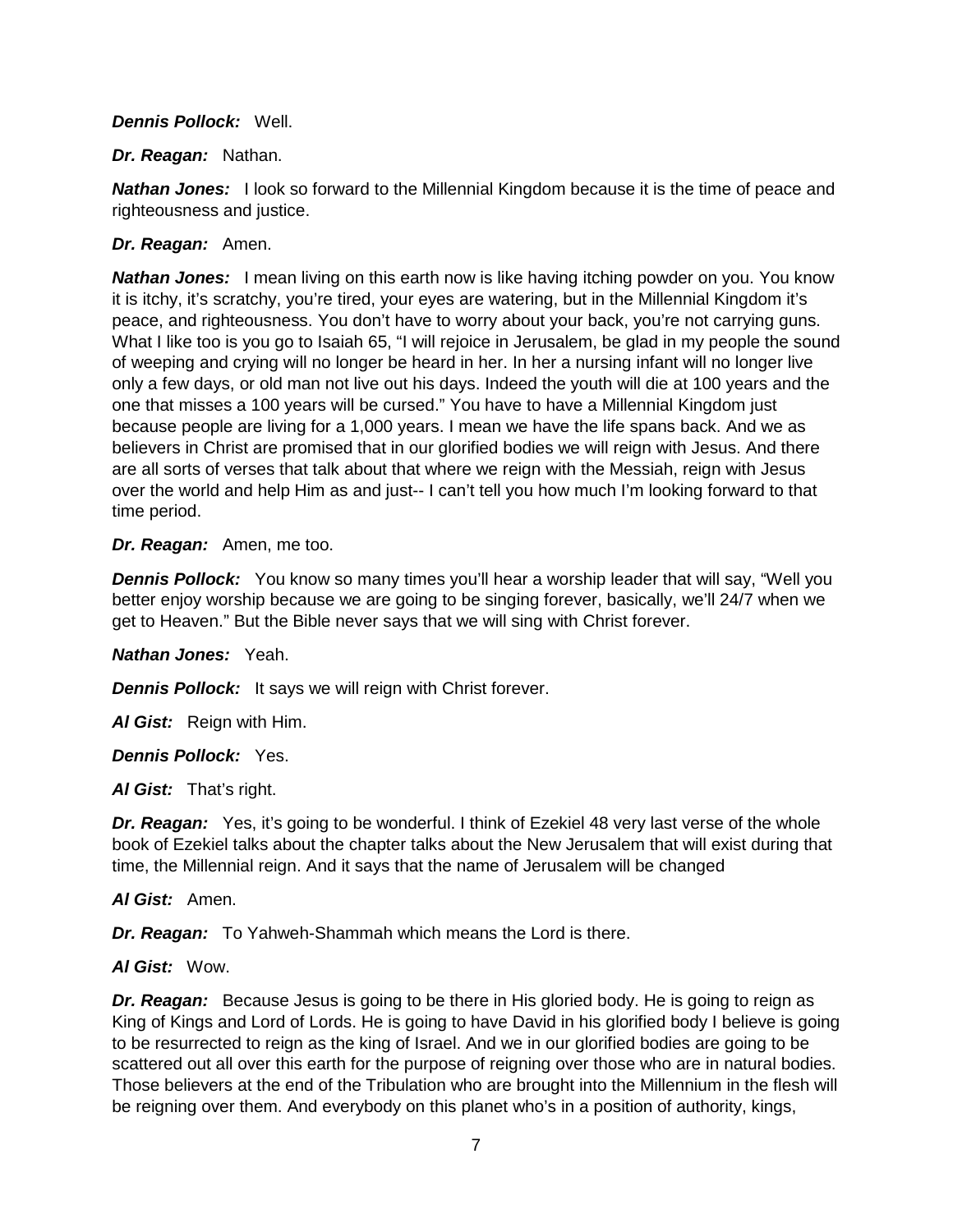***Dennis Pollock:*** Well.

***Dr. Reagan:*** Nathan.

***Nathan Jones:*** I look so forward to the Millennial Kingdom because it is the time of peace and righteousness and justice.

***Dr. Reagan:*** Amen.

***Nathan Jones:*** I mean living on this earth now is like having itching powder on you. You know it is itchy, it's scratchy, you're tired, your eyes are watering, but in the Millennial Kingdom it's peace, and righteousness. You don't have to worry about your back, you're not carrying guns. What I like too is you go to Isaiah 65, "I will rejoice in Jerusalem, be glad in my people the sound of weeping and crying will no longer be heard in her. In her a nursing infant will no longer live only a few days, or old man not live out his days. Indeed the youth will die at 100 years and the one that misses a 100 years will be cursed." You have to have a Millennial Kingdom just because people are living for a 1,000 years. I mean we have the life spans back. And we as believers in Christ are promised that in our glorified bodies we will reign with Jesus. And there are all sorts of verses that talk about that where we reign with the Messiah, reign with Jesus over the world and help Him as and just-- I can't tell you how much I'm looking forward to that time period.

***Dr. Reagan:*** Amen, me too.

***Dennis Pollock:*** You know so many times you'll hear a worship leader that will say, "Well you better enjoy worship because we are going to be singing forever, basically, we'll 24/7 when we get to Heaven." But the Bible never says that we will sing with Christ forever.

***Nathan Jones:*** Yeah.

***Dennis Pollock:*** It says we will reign with Christ forever.

***Al Gist:*** Reign with Him.

***Dennis Pollock:*** Yes.

***Al Gist:*** That's right.

***Dr. Reagan:*** Yes, it's going to be wonderful. I think of Ezekiel 48 very last verse of the whole book of Ezekiel talks about the chapter talks about the New Jerusalem that will exist during that time, the Millennial reign. And it says that the name of Jerusalem will be changed

***Al Gist:*** Amen.

***Dr. Reagan:*** To Yahweh-Shammah which means the Lord is there.

***Al Gist:*** Wow.

***Dr. Reagan:*** Because Jesus is going to be there in His gloried body. He is going to reign as King of Kings and Lord of Lords. He is going to have David in his glorified body I believe is going to be resurrected to reign as the king of Israel. And we in our glorified bodies are going to be scattered out all over this earth for the purpose of reigning over those who are in natural bodies. Those believers at the end of the Tribulation who are brought into the Millennium in the flesh will be reigning over them. And everybody on this planet who's in a position of authority, kings,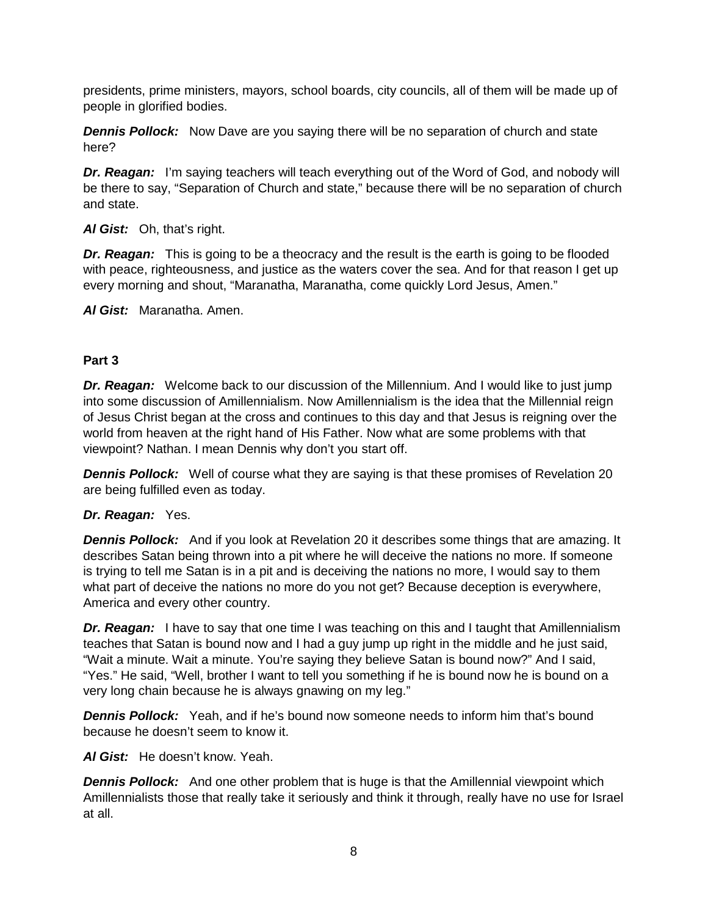presidents, prime ministers, mayors, school boards, city councils, all of them will be made up of people in glorified bodies.

***Dennis Pollock:*** Now Dave are you saying there will be no separation of church and state here?

***Dr. Reagan:*** I'm saying teachers will teach everything out of the Word of God, and nobody will be there to say, "Separation of Church and state," because there will be no separation of church and state.

***Al Gist:*** Oh, that's right.

***Dr. Reagan:*** This is going to be a theocracy and the result is the earth is going to be flooded with peace, righteousness, and justice as the waters cover the sea. And for that reason I get up every morning and shout, "Maranatha, Maranatha, come quickly Lord Jesus, Amen."

***Al Gist:*** Maranatha. Amen.

**Part 3**

***Dr. Reagan:*** Welcome back to our discussion of the Millennium. And I would like to just jump into some discussion of Amillennialism. Now Amillennialism is the idea that the Millennial reign of Jesus Christ began at the cross and continues to this day and that Jesus is reigning over the world from heaven at the right hand of His Father. Now what are some problems with that viewpoint? Nathan. I mean Dennis why don't you start off.

***Dennis Pollock:*** Well of course what they are saying is that these promises of Revelation 20 are being fulfilled even as today.

***Dr. Reagan:*** Yes.

***Dennis Pollock:*** And if you look at Revelation 20 it describes some things that are amazing. It describes Satan being thrown into a pit where he will deceive the nations no more. If someone is trying to tell me Satan is in a pit and is deceiving the nations no more, I would say to them what part of deceive the nations no more do you not get? Because deception is everywhere, America and every other country.

***Dr. Reagan:*** I have to say that one time I was teaching on this and I taught that Amillennialism teaches that Satan is bound now and I had a guy jump up right in the middle and he just said, "Wait a minute. Wait a minute. You're saying they believe Satan is bound now?" And I said, "Yes." He said, "Well, brother I want to tell you something if he is bound now he is bound on a very long chain because he is always gnawing on my leg."

***Dennis Pollock:*** Yeah, and if he's bound now someone needs to inform him that's bound because he doesn't seem to know it.

***Al Gist:*** He doesn't know. Yeah.

***Dennis Pollock:*** And one other problem that is huge is that the Amillennial viewpoint which Amillennialists those that really take it seriously and think it through, really have no use for Israel at all.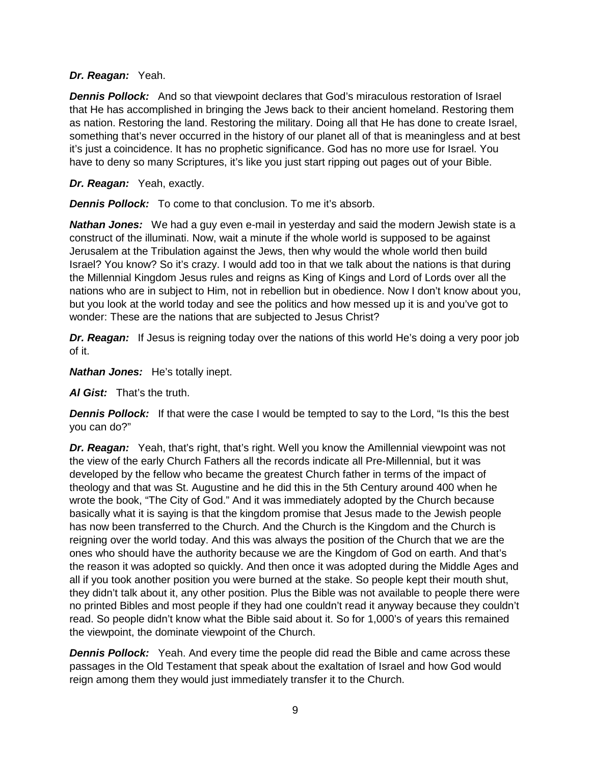***Dr. Reagan:*** Yeah.

***Dennis Pollock:*** And so that viewpoint declares that God's miraculous restoration of Israel that He has accomplished in bringing the Jews back to their ancient homeland. Restoring them as nation. Restoring the land. Restoring the military. Doing all that He has done to create Israel, something that's never occurred in the history of our planet all of that is meaningless and at best it's just a coincidence. It has no prophetic significance. God has no more use for Israel. You have to deny so many Scriptures, it's like you just start ripping out pages out of your Bible.

***Dr. Reagan:*** Yeah, exactly.

***Dennis Pollock:*** To come to that conclusion. To me it's absorb.

***Nathan Jones:*** We had a guy even e-mail in yesterday and said the modern Jewish state is a construct of the illuminati. Now, wait a minute if the whole world is supposed to be against Jerusalem at the Tribulation against the Jews, then why would the whole world then build Israel? You know? So it's crazy. I would add too in that we talk about the nations is that during the Millennial Kingdom Jesus rules and reigns as King of Kings and Lord of Lords over all the nations who are in subject to Him, not in rebellion but in obedience. Now I don't know about you, but you look at the world today and see the politics and how messed up it is and you've got to wonder: These are the nations that are subjected to Jesus Christ?

***Dr. Reagan:*** If Jesus is reigning today over the nations of this world He's doing a very poor job of it.

***Nathan Jones:*** He's totally inept.

***Al Gist:*** That's the truth.

***Dennis Pollock:*** If that were the case I would be tempted to say to the Lord, "Is this the best you can do?"

***Dr. Reagan:*** Yeah, that's right, that's right. Well you know the Amillennial viewpoint was not the view of the early Church Fathers all the records indicate all Pre-Millennial, but it was developed by the fellow who became the greatest Church father in terms of the impact of theology and that was St. Augustine and he did this in the 5th Century around 400 when he wrote the book, "The City of God." And it was immediately adopted by the Church because basically what it is saying is that the kingdom promise that Jesus made to the Jewish people has now been transferred to the Church. And the Church is the Kingdom and the Church is reigning over the world today. And this was always the position of the Church that we are the ones who should have the authority because we are the Kingdom of God on earth. And that's the reason it was adopted so quickly. And then once it was adopted during the Middle Ages and all if you took another position you were burned at the stake. So people kept their mouth shut, they didn't talk about it, any other position. Plus the Bible was not available to people there were no printed Bibles and most people if they had one couldn't read it anyway because they couldn't read. So people didn't know what the Bible said about it. So for 1,000's of years this remained the viewpoint, the dominate viewpoint of the Church.

***Dennis Pollock:*** Yeah. And every time the people did read the Bible and came across these passages in the Old Testament that speak about the exaltation of Israel and how God would reign among them they would just immediately transfer it to the Church.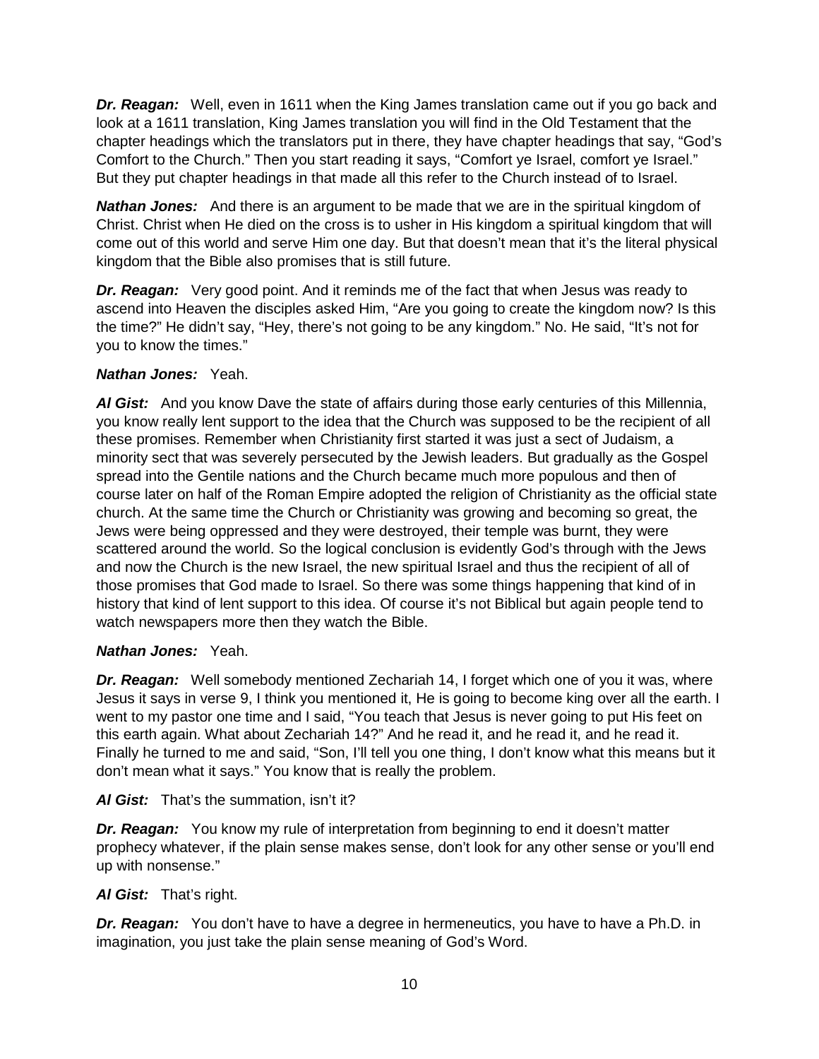***Dr. Reagan:*** Well, even in 1611 when the King James translation came out if you go back and look at a 1611 translation, King James translation you will find in the Old Testament that the chapter headings which the translators put in there, they have chapter headings that say, "God's Comfort to the Church." Then you start reading it says, "Comfort ye Israel, comfort ye Israel." But they put chapter headings in that made all this refer to the Church instead of to Israel.

***Nathan Jones:*** And there is an argument to be made that we are in the spiritual kingdom of Christ. Christ when He died on the cross is to usher in His kingdom a spiritual kingdom that will come out of this world and serve Him one day. But that doesn't mean that it's the literal physical kingdom that the Bible also promises that is still future.

***Dr. Reagan:*** Very good point. And it reminds me of the fact that when Jesus was ready to ascend into Heaven the disciples asked Him, "Are you going to create the kingdom now? Is this the time?" He didn't say, "Hey, there's not going to be any kingdom." No. He said, "It's not for you to know the times."

***Nathan Jones:*** Yeah.

***Al Gist:*** And you know Dave the state of affairs during those early centuries of this Millennia, you know really lent support to the idea that the Church was supposed to be the recipient of all these promises. Remember when Christianity first started it was just a sect of Judaism, a minority sect that was severely persecuted by the Jewish leaders. But gradually as the Gospel spread into the Gentile nations and the Church became much more populous and then of course later on half of the Roman Empire adopted the religion of Christianity as the official state church. At the same time the Church or Christianity was growing and becoming so great, the Jews were being oppressed and they were destroyed, their temple was burnt, they were scattered around the world. So the logical conclusion is evidently God's through with the Jews and now the Church is the new Israel, the new spiritual Israel and thus the recipient of all of those promises that God made to Israel. So there was some things happening that kind of in history that kind of lent support to this idea. Of course it's not Biblical but again people tend to watch newspapers more then they watch the Bible.

***Nathan Jones:*** Yeah.

***Dr. Reagan:*** Well somebody mentioned Zechariah 14, I forget which one of you it was, where Jesus it says in verse 9, I think you mentioned it, He is going to become king over all the earth. I went to my pastor one time and I said, "You teach that Jesus is never going to put His feet on this earth again. What about Zechariah 14?" And he read it, and he read it, and he read it. Finally he turned to me and said, "Son, I'll tell you one thing, I don't know what this means but it don't mean what it says." You know that is really the problem.

***Al Gist:*** That's the summation, isn't it?

***Dr. Reagan:*** You know my rule of interpretation from beginning to end it doesn't matter prophecy whatever, if the plain sense makes sense, don't look for any other sense or you'll end up with nonsense."

***Al Gist:*** That's right.

***Dr. Reagan:*** You don't have to have a degree in hermeneutics, you have to have a Ph.D. in imagination, you just take the plain sense meaning of God's Word.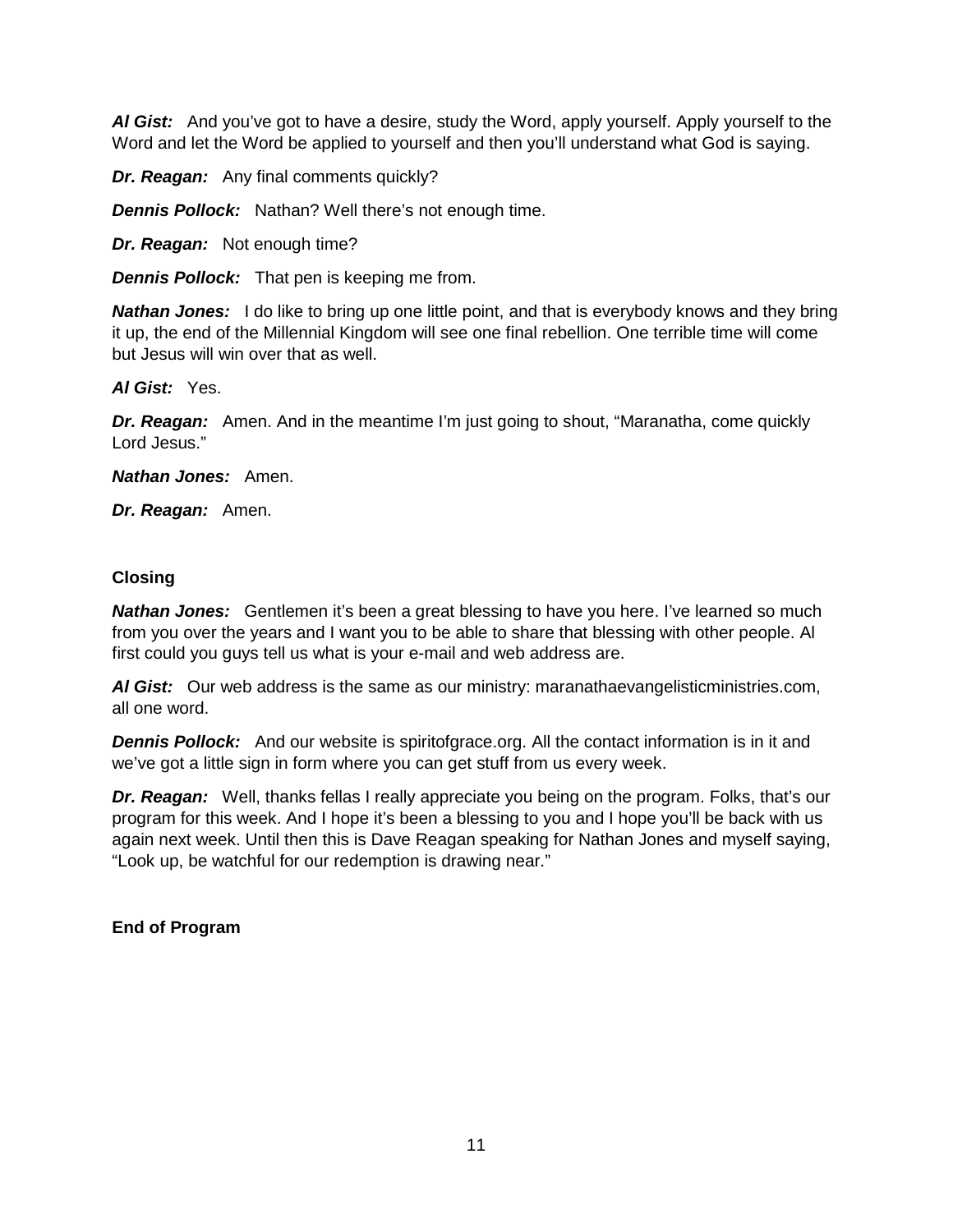***Al Gist:*** And you've got to have a desire, study the Word, apply yourself. Apply yourself to the Word and let the Word be applied to yourself and then you'll understand what God is saying.

***Dr. Reagan:*** Any final comments quickly?

***Dennis Pollock:*** Nathan? Well there's not enough time.

***Dr. Reagan:*** Not enough time?

***Dennis Pollock:*** That pen is keeping me from.

***Nathan Jones:*** I do like to bring up one little point, and that is everybody knows and they bring it up, the end of the Millennial Kingdom will see one final rebellion. One terrible time will come but Jesus will win over that as well.

***Al Gist:*** Yes.

***Dr. Reagan:*** Amen. And in the meantime I'm just going to shout, "Maranatha, come quickly Lord Jesus."

***Nathan Jones:*** Amen.

***Dr. Reagan:*** Amen.

**Closing**

***Nathan Jones:*** Gentlemen it's been a great blessing to have you here. I've learned so much from you over the years and I want you to be able to share that blessing with other people. Al first could you guys tell us what is your e-mail and web address are.

***Al Gist:*** Our web address is the same as our ministry: maranathaevangelisticministries.com, all one word.

***Dennis Pollock:*** And our website is spiritofgrace.org. All the contact information is in it and we've got a little sign in form where you can get stuff from us every week.

***Dr. Reagan:*** Well, thanks fellas I really appreciate you being on the program. Folks, that's our program for this week. And I hope it's been a blessing to you and I hope you'll be back with us again next week. Until then this is Dave Reagan speaking for Nathan Jones and myself saying, "Look up, be watchful for our redemption is drawing near."

**End of Program**